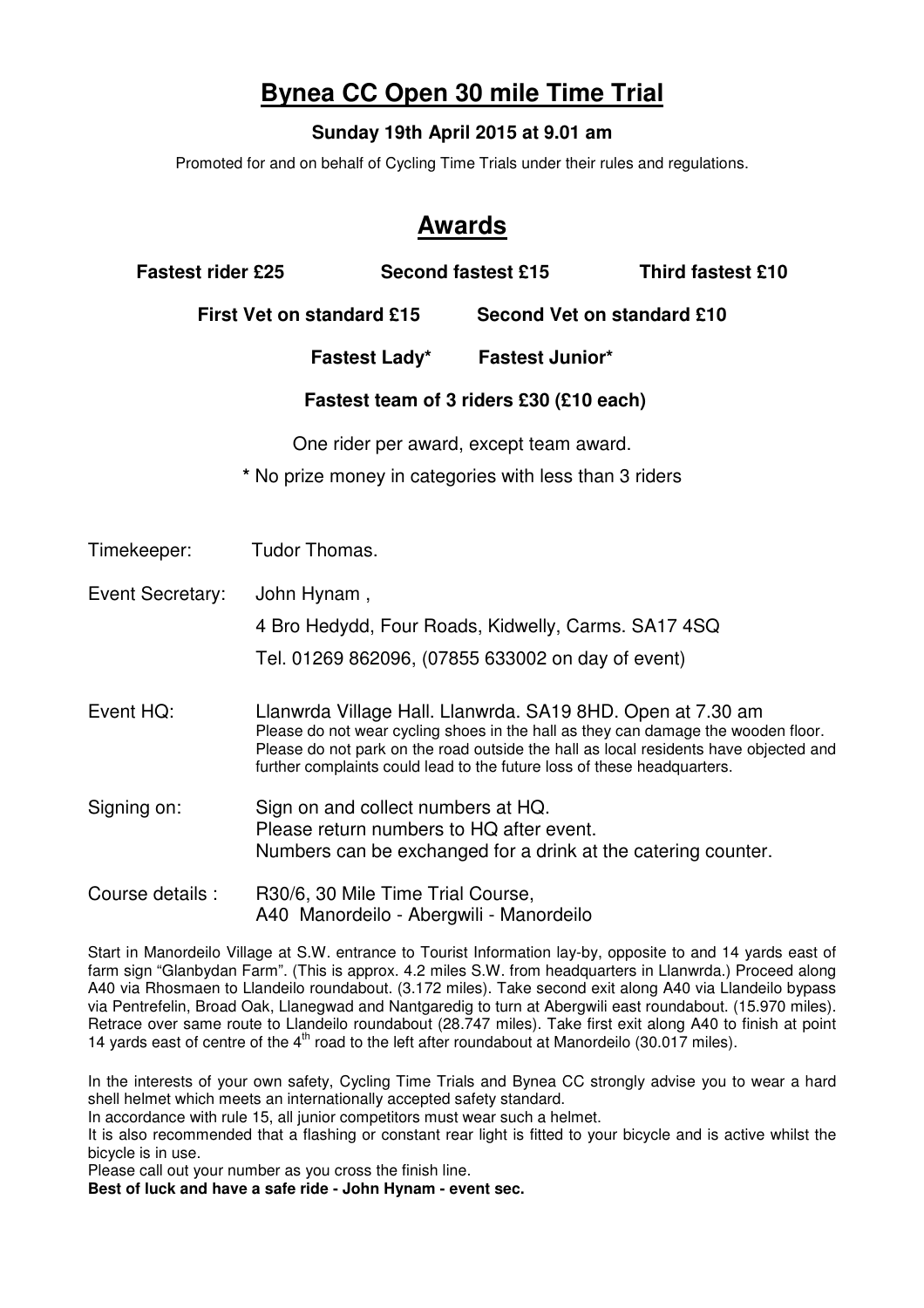# Bynea CC Open 30 mile Time Trial

**Sunday 19th April 2015 at 9.01 am**

Promoted for and on behalf of Cycling Time Trials under their rules and regulations.

## Awards

**Fastest rider £25** **Second fastest £15** **Third fastest £10**

**First Vet on standard £15** **Second Vet on standard £10**

**Fastest Lady*** **Fastest Junior***

**Fastest team of 3 riders £30 (£10 each)**

One rider per award, except team award.

* No prize money in categories with less than 3 riders

Timekeeper: Tudor Thomas.

Event Secretary: John Hynam ,
4 Bro Hedydd, Four Roads, Kidwelly, Carms. SA17 4SQ
Tel. 01269 862096, (07855 633002 on day of event)

Event HQ: Llanwrda Village Hall. Llanwrda. SA19 8HD. Open at 7.30 am
Please do not wear cycling shoes in the hall as they can damage the wooden floor.
Please do not park on the road outside the hall as local residents have objected and further complaints could lead to the future loss of these headquarters.

Signing on: Sign on and collect numbers at HQ.
Please return numbers to HQ after event.
Numbers can be exchanged for a drink at the catering counter.

Course details : R30/6, 30 Mile Time Trial Course,
A40 Manordeilo - Abergwili - Manordeilo

Start in Manordeilo Village at S.W. entrance to Tourist Information lay-by, opposite to and 14 yards east of farm sign "Glanbydan Farm". (This is approx. 4.2 miles S.W. from headquarters in Llanwrda.) Proceed along A40 via Rhosmaen to Llandeilo roundabout. (3.172 miles). Take second exit along A40 via Llandeilo bypass via Pentrefelin, Broad Oak, Llanegwad and Nantgaredig to turn at Abergwili east roundabout. (15.970 miles). Retrace over same route to Llandeilo roundabout (28.747 miles). Take first exit along A40 to finish at point 14 yards east of centre of the 4th road to the left after roundabout at Manordeilo (30.017 miles).

In the interests of your own safety, Cycling Time Trials and Bynea CC strongly advise you to wear a hard shell helmet which meets an internationally accepted safety standard.
In accordance with rule 15, all junior competitors must wear such a helmet.
It is also recommended that a flashing or constant rear light is fitted to your bicycle and is active whilst the bicycle is in use.
Please call out your number as you cross the finish line.
**Best of luck and have a safe ride - John Hynam - event sec.**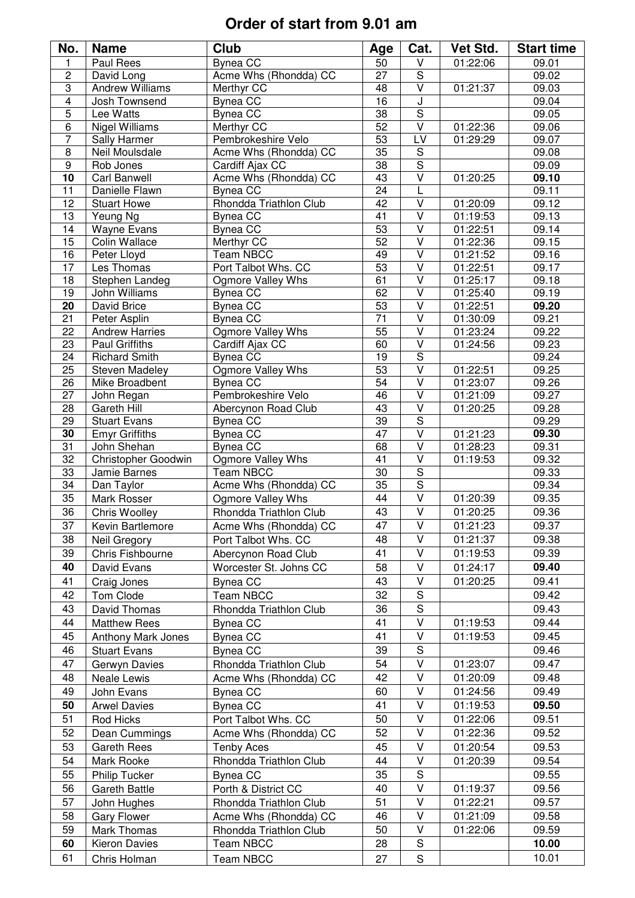# Order of start from 9.01 am

| No. | Name | Club | Age | Cat. | Vet Std. | Start time |
|---|---|---|---|---|---|---|
| 1 | Paul Rees | Bynea CC | 50 | V | 01:22:06 | 09.01 |
| 2 | David Long | Acme Whs (Rhondda) CC | 27 | S | | 09.02 |
| 3 | Andrew Williams | Merthyr CC | 48 | V | 01:21:37 | 09.03 |
| 4 | Josh Townsend | Bynea CC | 16 | J | | 09.04 |
| 5 | Lee Watts | Bynea CC | 38 | S | | 09.05 |
| 6 | Nigel Williams | Merthyr CC | 52 | V | 01:22:36 | 09.06 |
| 7 | Sally Harmer | Pembrokeshire Velo | 53 | LV | 01:29:29 | 09.07 |
| 8 | Neil Moulsdale | Acme Whs (Rhondda) CC | 35 | S | | 09.08 |
| 9 | Rob Jones | Cardiff Ajax CC | 38 | S | | 09.09 |
| **10** | Carl Banwell | Acme Whs (Rhondda) CC | 43 | V | 01:20:25 | **09.10** |
| 11 | Danielle Flawn | Bynea CC | 24 | L | | 09.11 |
| 12 | Stuart Howe | Rhondda Triathlon Club | 42 | V | 01:20:09 | 09.12 |
| 13 | Yeung Ng | Bynea CC | 41 | V | 01:19:53 | 09.13 |
| 14 | Wayne Evans | Bynea CC | 53 | V | 01:22:51 | 09.14 |
| 15 | Colin Wallace | Merthyr CC | 52 | V | 01:22:36 | 09.15 |
| 16 | Peter Lloyd | Team NBCC | 49 | V | 01:21:52 | 09.16 |
| 17 | Les Thomas | Port Talbot Whs. CC | 53 | V | 01:22:51 | 09.17 |
| 18 | Stephen Landeg | Ogmore Valley Whs | 61 | V | 01:25:17 | 09.18 |
| 19 | John Williams | Bynea CC | 62 | V | 01:25:40 | 09.19 |
| **20** | David Brice | Bynea CC | 53 | V | 01:22:51 | **09.20** |
| 21 | Peter Asplin | Bynea CC | 71 | V | 01:30:09 | 09.21 |
| 22 | Andrew Harries | Ogmore Valley Whs | 55 | V | 01:23:24 | 09.22 |
| 23 | Paul Griffiths | Cardiff Ajax CC | 60 | V | 01:24:56 | 09.23 |
| 24 | Richard Smith | Bynea CC | 19 | S | | 09.24 |
| 25 | Steven Madeley | Ogmore Valley Whs | 53 | V | 01:22:51 | 09.25 |
| 26 | Mike Broadbent | Bynea CC | 54 | V | 01:23:07 | 09.26 |
| 27 | John Regan | Pembrokeshire Velo | 46 | V | 01:21:09 | 09.27 |
| 28 | Gareth Hill | Abercynon Road Club | 43 | V | 01:20:25 | 09.28 |
| 29 | Stuart Evans | Bynea CC | 39 | S | | 09.29 |
| **30** | Emyr Griffiths | Bynea CC | 47 | V | 01:21:23 | **09.30** |
| 31 | John Shehan | Bynea CC | 68 | V | 01:28:23 | 09.31 |
| 32 | Christopher Goodwin | Ogmore Valley Whs | 41 | V | 01:19:53 | 09.32 |
| 33 | Jamie Barnes | Team NBCC | 30 | S | | 09.33 |
| 34 | Dan Taylor | Acme Whs (Rhondda) CC | 35 | S | | 09.34 |
| 35 | Mark Rosser | Ogmore Valley Whs | 44 | V | 01:20:39 | 09.35 |
| 36 | Chris Woolley | Rhondda Triathlon Club | 43 | V | 01:20:25 | 09.36 |
| 37 | Kevin Bartlemore | Acme Whs (Rhondda) CC | 47 | V | 01:21:23 | 09.37 |
| 38 | Neil Gregory | Port Talbot Whs. CC | 48 | V | 01:21:37 | 09.38 |
| 39 | Chris Fishbourne | Abercynon Road Club | 41 | V | 01:19:53 | 09.39 |
| **40** | David Evans | Worcester St. Johns CC | 58 | V | 01:24:17 | **09.40** |
| 41 | Craig Jones | Bynea CC | 43 | V | 01:20:25 | 09.41 |
| 42 | Tom Clode | Team NBCC | 32 | S | | 09.42 |
| 43 | David Thomas | Rhondda Triathlon Club | 36 | S | | 09.43 |
| 44 | Matthew Rees | Bynea CC | 41 | V | 01:19:53 | 09.44 |
| 45 | Anthony Mark Jones | Bynea CC | 41 | V | 01:19:53 | 09.45 |
| 46 | Stuart Evans | Bynea CC | 39 | S | | 09.46 |
| 47 | Gerwyn Davies | Rhondda Triathlon Club | 54 | V | 01:23:07 | 09.47 |
| 48 | Neale Lewis | Acme Whs (Rhondda) CC | 42 | V | 01:20:09 | 09.48 |
| 49 | John Evans | Bynea CC | 60 | V | 01:24:56 | 09.49 |
| **50** | Arwel Davies | Bynea CC | 41 | V | 01:19:53 | **09.50** |
| 51 | Rod Hicks | Port Talbot Whs. CC | 50 | V | 01:22:06 | 09.51 |
| 52 | Dean Cummings | Acme Whs (Rhondda) CC | 52 | V | 01:22:36 | 09.52 |
| 53 | Gareth Rees | Tenby Aces | 45 | V | 01:20:54 | 09.53 |
| 54 | Mark Rooke | Rhondda Triathlon Club | 44 | V | 01:20:39 | 09.54 |
| 55 | Philip Tucker | Bynea CC | 35 | S | | 09.55 |
| 56 | Gareth Battle | Porth & District CC | 40 | V | 01:19:37 | 09.56 |
| 57 | John Hughes | Rhondda Triathlon Club | 51 | V | 01:22:21 | 09.57 |
| 58 | Gary Flower | Acme Whs (Rhondda) CC | 46 | V | 01:21:09 | 09.58 |
| 59 | Mark Thomas | Rhondda Triathlon Club | 50 | V | 01:22:06 | 09.59 |
| **60** | Kieron Davies | Team NBCC | 28 | S | | **10.00** |
| 61 | Chris Holman | Team NBCC | 27 | S | | 10.01 |